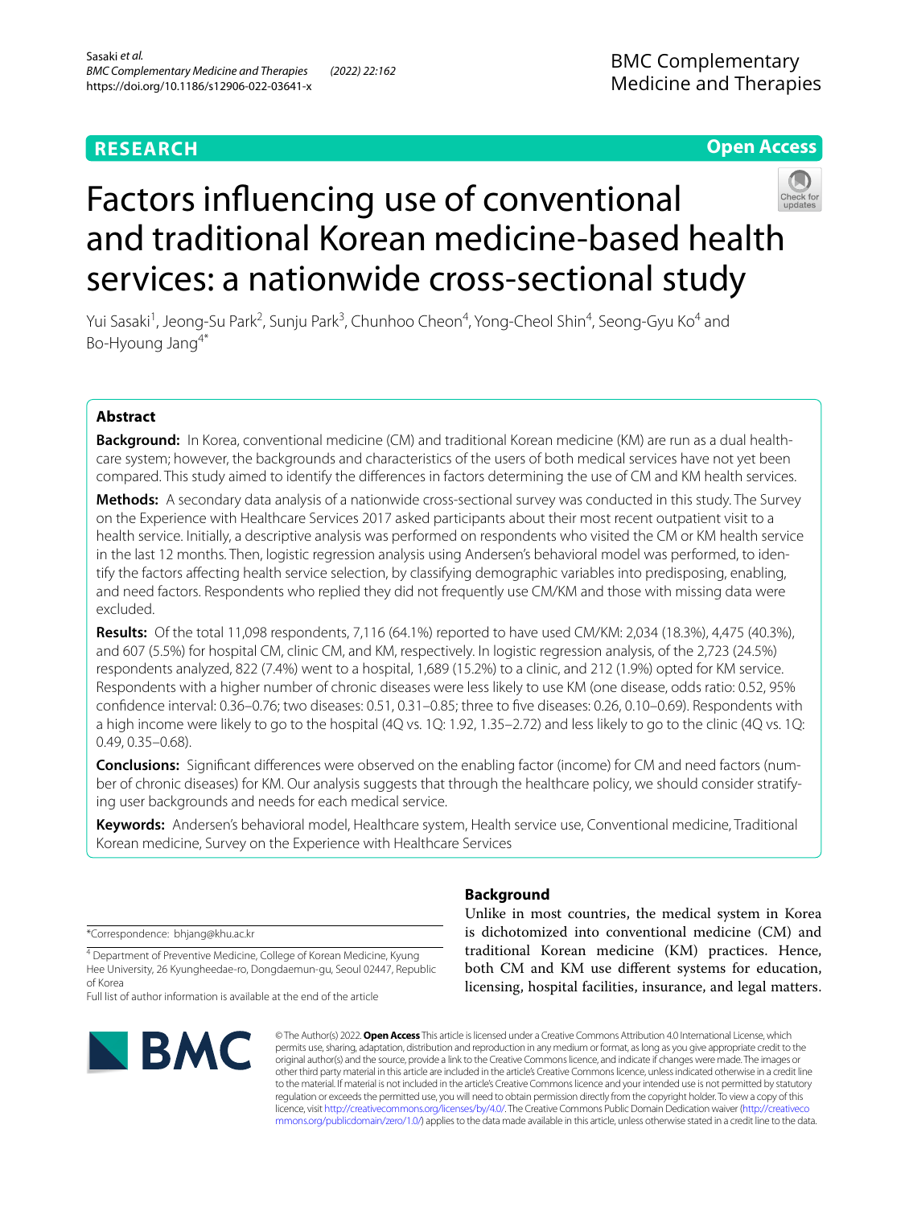RESEARCH

Open Access

# Factors influencing use of conventional and traditional Korean medicine-based health services: a nationwide cross-sectional study

Yui Sasaki[1], Jeong-Su Park[2], Sunju Park[3], Chunhoo Cheon[4], Yong-Cheol Shin[4], Seong-Gyu Ko[4] and Bo-Hyoung Jang[4*]

## Abstract

**Background:** In Korea, conventional medicine (CM) and traditional Korean medicine (KM) are run as a dual healthcare system; however, the backgrounds and characteristics of the users of both medical services have not yet been compared. This study aimed to identify the differences in factors determining the use of CM and KM health services.

**Methods:** A secondary data analysis of a nationwide cross-sectional survey was conducted in this study. The Survey on the Experience with Healthcare Services 2017 asked participants about their most recent outpatient visit to a health service. Initially, a descriptive analysis was performed on respondents who visited the CM or KM health service in the last 12 months. Then, logistic regression analysis using Andersen's behavioral model was performed, to identify the factors affecting health service selection, by classifying demographic variables into predisposing, enabling, and need factors. Respondents who replied they did not frequently use CM/KM and those with missing data were excluded.

**Results:** Of the total 11,098 respondents, 7,116 (64.1%) reported to have used CM/KM: 2,034 (18.3%), 4,475 (40.3%), and 607 (5.5%) for hospital CM, clinic CM, and KM, respectively. In logistic regression analysis, of the 2,723 (24.5%) respondents analyzed, 822 (7.4%) went to a hospital, 1,689 (15.2%) to a clinic, and 212 (1.9%) opted for KM service. Respondents with a higher number of chronic diseases were less likely to use KM (one disease, odds ratio: 0.52, 95% confidence interval: 0.36–0.76; two diseases: 0.51, 0.31–0.85; three to five diseases: 0.26, 0.10–0.69). Respondents with a high income were likely to go to the hospital (4Q vs. 1Q: 1.92, 1.35–2.72) and less likely to go to the clinic (4Q vs. 1Q: 0.49, 0.35–0.68).

**Conclusions:** Significant differences were observed on the enabling factor (income) for CM and need factors (number of chronic diseases) for KM. Our analysis suggests that through the healthcare policy, we should consider stratifying user backgrounds and needs for each medical service.

**Keywords:** Andersen's behavioral model, Healthcare system, Health service use, Conventional medicine, Traditional Korean medicine, Survey on the Experience with Healthcare Services

## Background

Unlike in most countries, the medical system in Korea is dichotomized into conventional medicine (CM) and traditional Korean medicine (KM) practices. Hence, both CM and KM use different systems for education, licensing, hospital facilities, insurance, and legal matters.

*Correspondence: bhjang@khu.ac.kr

[4] Department of Preventive Medicine, College of Korean Medicine, Kyung Hee University, 26 Kyungheedae-ro, Dongdaemun-gu, Seoul 02447, Republic of Korea

Full list of author information is available at the end of the article

© The Author(s) 2022. **Open Access** This article is licensed under a Creative Commons Attribution 4.0 International License, which permits use, sharing, adaptation, distribution and reproduction in any medium or format, as long as you give appropriate credit to the original author(s) and the source, provide a link to the Creative Commons licence, and indicate if changes were made. The images or other third party material in this article are included in the article's Creative Commons licence, unless indicated otherwise in a credit line to the material. If material is not included in the article's Creative Commons licence and your intended use is not permitted by statutory regulation or exceeds the permitted use, you will need to obtain permission directly from the copyright holder. To view a copy of this licence, visit http://creativecommons.org/licenses/by/4.0/. The Creative Commons Public Domain Dedication waiver (http://creativecommons.org/publicdomain/zero/1.0/) applies to the data made available in this article, unless otherwise stated in a credit line to the data.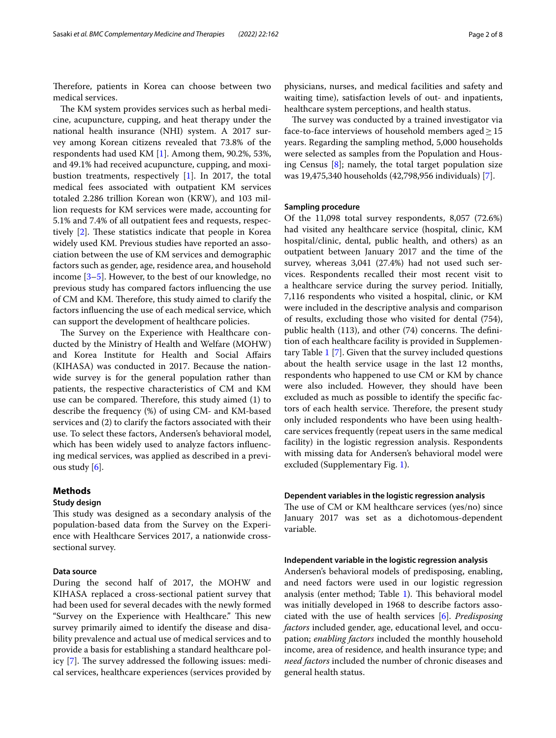Therefore, patients in Korea can choose between two medical services.

The KM system provides services such as herbal medicine, acupuncture, cupping, and heat therapy under the national health insurance (NHI) system. A 2017 survey among Korean citizens revealed that 73.8% of the respondents had used KM [1]. Among them, 90.2%, 53%, and 49.1% had received acupuncture, cupping, and moxibustion treatments, respectively [1]. In 2017, the total medical fees associated with outpatient KM services totaled 2.286 trillion Korean won (KRW), and 103 million requests for KM services were made, accounting for 5.1% and 7.4% of all outpatient fees and requests, respectively [2]. These statistics indicate that people in Korea widely used KM. Previous studies have reported an association between the use of KM services and demographic factors such as gender, age, residence area, and household income [3–5]. However, to the best of our knowledge, no previous study has compared factors influencing the use of CM and KM. Therefore, this study aimed to clarify the factors influencing the use of each medical service, which can support the development of healthcare policies.

The Survey on the Experience with Healthcare conducted by the Ministry of Health and Welfare (MOHW) and Korea Institute for Health and Social Affairs (KIHASA) was conducted in 2017. Because the nationwide survey is for the general population rather than patients, the respective characteristics of CM and KM use can be compared. Therefore, this study aimed (1) to describe the frequency (%) of using CM- and KM-based services and (2) to clarify the factors associated with their use. To select these factors, Andersen's behavioral model, which has been widely used to analyze factors influencing medical services, was applied as described in a previous study [6].

## Methods

### Study design

This study was designed as a secondary analysis of the population-based data from the Survey on the Experience with Healthcare Services 2017, a nationwide cross-sectional survey.

### Data source

During the second half of 2017, the MOHW and KIHASA replaced a cross-sectional patient survey that had been used for several decades with the newly formed "Survey on the Experience with Healthcare." This new survey primarily aimed to identify the disease and disability prevalence and actual use of medical services and to provide a basis for establishing a standard healthcare policy [7]. The survey addressed the following issues: medical services, healthcare experiences (services provided by physicians, nurses, and medical facilities and safety and waiting time), satisfaction levels of out- and inpatients, healthcare system perceptions, and health status.

The survey was conducted by a trained investigator via face-to-face interviews of household members aged $\geq 15$ years. Regarding the sampling method, 5,000 households were selected as samples from the Population and Housing Census [8]; namely, the total target population size was 19,475,340 households (42,798,956 individuals) [7].

### Sampling procedure

Of the 11,098 total survey respondents, 8,057 (72.6%) had visited any healthcare service (hospital, clinic, KM hospital/clinic, dental, public health, and others) as an outpatient between January 2017 and the time of the survey, whereas 3,041 (27.4%) had not used such services. Respondents recalled their most recent visit to a healthcare service during the survey period. Initially, 7,116 respondents who visited a hospital, clinic, or KM were included in the descriptive analysis and comparison of results, excluding those who visited for dental (754), public health (113), and other (74) concerns. The definition of each healthcare facility is provided in Supplementary Table 1 [7]. Given that the survey included questions about the health service usage in the last 12 months, respondents who happened to use CM or KM by chance were also included. However, they should have been excluded as much as possible to identify the specific factors of each health service. Therefore, the present study only included respondents who have been using healthcare services frequently (repeat users in the same medical facility) in the logistic regression analysis. Respondents with missing data for Andersen's behavioral model were excluded (Supplementary Fig. 1).

### Dependent variables in the logistic regression analysis

The use of CM or KM healthcare services (yes/no) since January 2017 was set as a dichotomous-dependent variable.

### Independent variable in the logistic regression analysis

Andersen's behavioral models of predisposing, enabling, and need factors were used in our logistic regression analysis (enter method; Table 1). This behavioral model was initially developed in 1968 to describe factors associated with the use of health services [6]. *Predisposing factors* included gender, age, educational level, and occupation; *enabling factors* included the monthly household income, area of residence, and health insurance type; and *need factors* included the number of chronic diseases and general health status.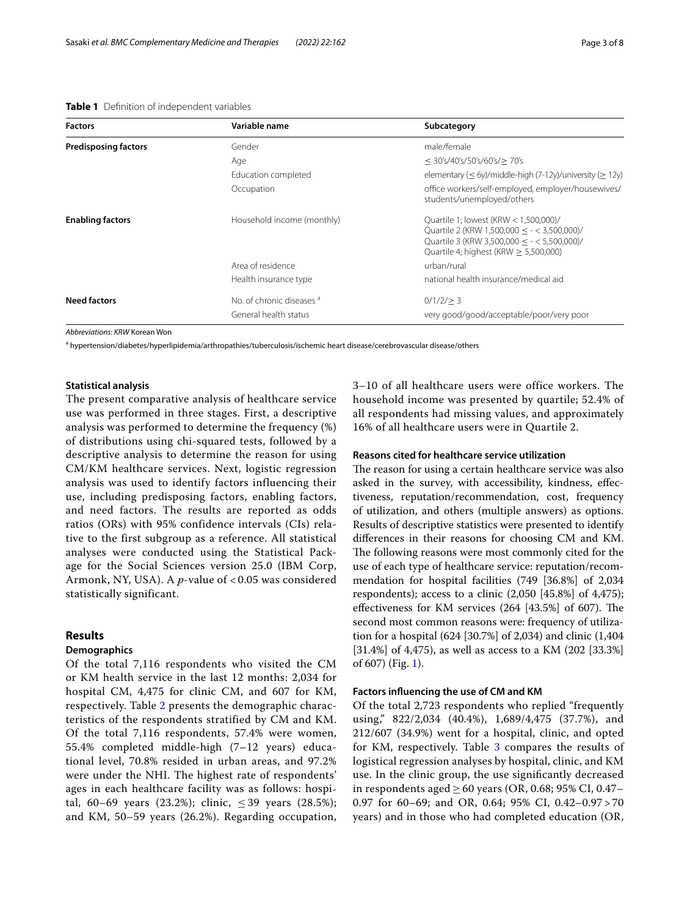**Table 1** Definition of independent variables

| Factors | Variable name | Subcategory |
| --- | --- | --- |
| **Predisposing factors** | Gender | male/female |
| | Age | ≤ 30's/40's/50's/60's/≥ 70's |
| | Education completed | elementary (≤ 6y)/middle-high (7-12y)/university (≥ 12y) |
| | Occupation | office workers/self-employed, employer/housewives/students/unemployed/others |
| **Enabling factors** | Household income (monthly) | Quartile 1; lowest (KRW < 1,500,000)/ Quartile 2 (KRW 1,500,000 ≤ - < 3,500,000)/ Quartile 3 (KRW 3,500,000 ≤ - < 5,500,000)/ Quartile 4; highest (KRW ≥ 5,500,000) |
| | Area of residence | urban/rural |
| | Health insurance type | national health insurance/medical aid |
| **Need factors** | No. of chronic diseases [a] | 0/1/2/≥ 3 |
| | General health status | very good/good/acceptable/poor/very poor |

*Abbreviations*: *KRW* Korean Won

[a] hypertension/diabetes/hyperlipidemia/arthropathies/tuberculosis/ischemic heart disease/cerebrovascular disease/others

### Statistical analysis

The present comparative analysis of healthcare service use was performed in three stages. First, a descriptive analysis was performed to determine the frequency (%) of distributions using chi-squared tests, followed by a descriptive analysis to determine the reason for using CM/KM healthcare services. Next, logistic regression analysis was used to identify factors influencing their use, including predisposing factors, enabling factors, and need factors. The results are reported as odds ratios (ORs) with 95% confidence intervals (CIs) relative to the first subgroup as a reference. All statistical analyses were conducted using the Statistical Package for the Social Sciences version 25.0 (IBM Corp, Armonk, NY, USA). A $p$-value of < 0.05 was considered statistically significant.

## Results

### Demographics

Of the total 7,116 respondents who visited the CM or KM health service in the last 12 months: 2,034 for hospital CM, 4,475 for clinic CM, and 607 for KM, respectively. Table 2 presents the demographic characteristics of the respondents stratified by CM and KM. Of the total 7,116 respondents, 57.4% were women, 55.4% completed middle-high (7–12 years) educational level, 70.8% resided in urban areas, and 97.2% were under the NHI. The highest rate of respondents' ages in each healthcare facility was as follows: hospital, 60–69 years (23.2%); clinic, ≤ 39 years (28.5%); and KM, 50–59 years (26.2%). Regarding occupation, 3–10 of all healthcare users were office workers. The household income was presented by quartile; 52.4% of all respondents had missing values, and approximately 16% of all healthcare users were in Quartile 2.

### Reasons cited for healthcare service utilization

The reason for using a certain healthcare service was also asked in the survey, with accessibility, kindness, effectiveness, reputation/recommendation, cost, frequency of utilization, and others (multiple answers) as options. Results of descriptive statistics were presented to identify differences in their reasons for choosing CM and KM. The following reasons were most commonly cited for the use of each type of healthcare service: reputation/recommendation for hospital facilities (749 [36.8%] of 2,034 respondents); access to a clinic (2,050 [45.8%] of 4,475); effectiveness for KM services (264 [43.5%] of 607). The second most common reasons were: frequency of utilization for a hospital (624 [30.7%] of 2,034) and clinic (1,404 [31.4%] of 4,475), as well as access to a KM (202 [33.3%] of 607) (Fig. 1).

### Factors influencing the use of CM and KM

Of the total 2,723 respondents who replied "frequently using," 822/2,034 (40.4%), 1,689/4,475 (37.7%), and 212/607 (34.9%) went for a hospital, clinic, and opted for KM, respectively. Table 3 compares the results of logistical regression analyses by hospital, clinic, and KM use. In the clinic group, the use significantly decreased in respondents aged ≥ 60 years (OR, 0.68; 95% CI, 0.47–0.97 for 60–69; and OR, 0.64; 95% CI, 0.42–0.97 > 70 years) and in those who had completed education (OR,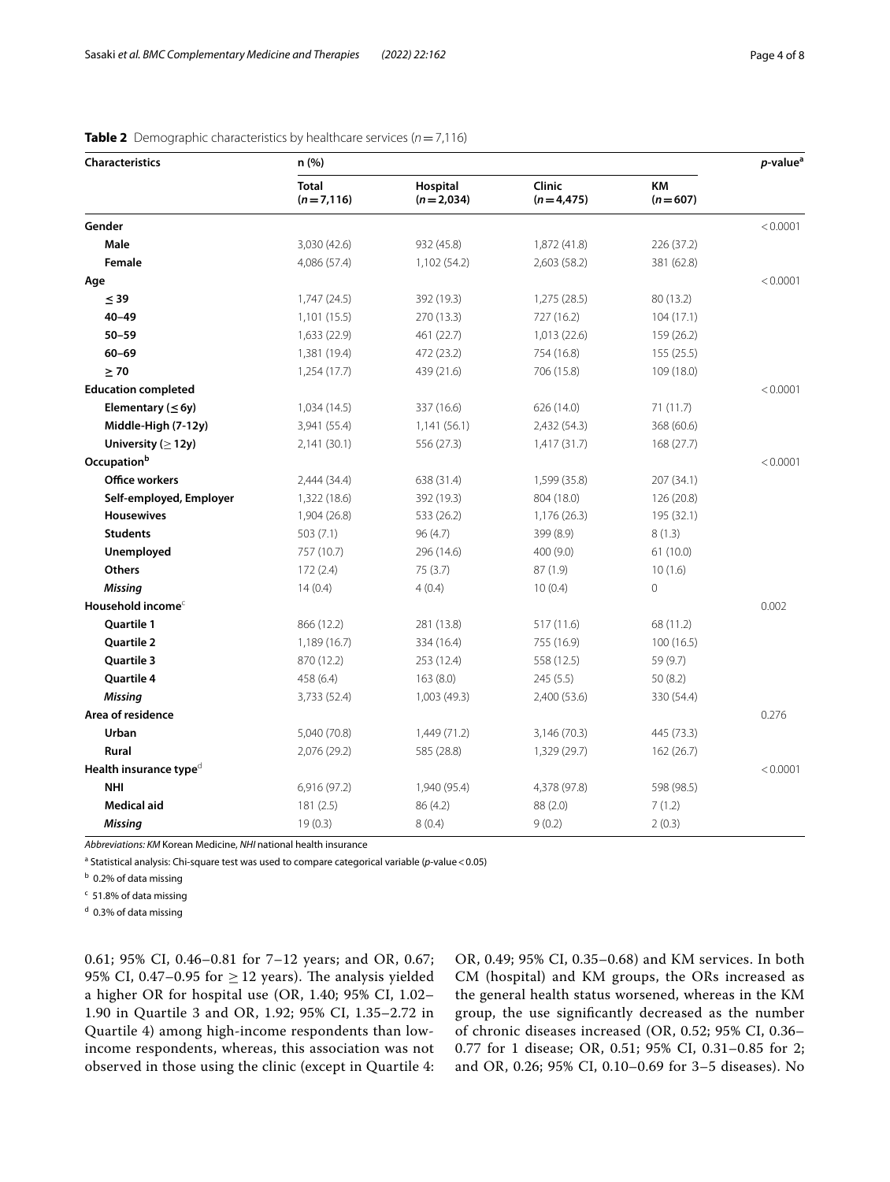**Table 2** Demographic characteristics by healthcare services ($n = 7{,}116$)

| Characteristics | n (%) | | | | *p*-value[a] |
|---|---|---|---|---|---|
| | Total ($n = 7{,}116$) | Hospital ($n = 2{,}034$) | Clinic ($n = 4{,}475$) | KM ($n = 607$) | |
| **Gender** | | | | | < 0.0001 |
| **Male** | 3,030 (42.6) | 932 (45.8) | 1,872 (41.8) | 226 (37.2) | |
| **Female** | 4,086 (57.4) | 1,102 (54.2) | 2,603 (58.2) | 381 (62.8) | |
| **Age** | | | | | < 0.0001 |
| **≤ 39** | 1,747 (24.5) | 392 (19.3) | 1,275 (28.5) | 80 (13.2) | |
| **40–49** | 1,101 (15.5) | 270 (13.3) | 727 (16.2) | 104 (17.1) | |
| **50–59** | 1,633 (22.9) | 461 (22.7) | 1,013 (22.6) | 159 (26.2) | |
| **60–69** | 1,381 (19.4) | 472 (23.2) | 754 (16.8) | 155 (25.5) | |
| **≥ 70** | 1,254 (17.7) | 439 (21.6) | 706 (15.8) | 109 (18.0) | |
| **Education completed** | | | | | < 0.0001 |
| **Elementary (≤ 6y)** | 1,034 (14.5) | 337 (16.6) | 626 (14.0) | 71 (11.7) | |
| **Middle-High (7-12y)** | 3,941 (55.4) | 1,141 (56.1) | 2,432 (54.3) | 368 (60.6) | |
| **University (≥ 12y)** | 2,141 (30.1) | 556 (27.3) | 1,417 (31.7) | 168 (27.7) | |
| **Occupation**[b] | | | | | < 0.0001 |
| **Office workers** | 2,444 (34.4) | 638 (31.4) | 1,599 (35.8) | 207 (34.1) | |
| **Self-employed, Employer** | 1,322 (18.6) | 392 (19.3) | 804 (18.0) | 126 (20.8) | |
| **Housewives** | 1,904 (26.8) | 533 (26.2) | 1,176 (26.3) | 195 (32.1) | |
| **Students** | 503 (7.1) | 96 (4.7) | 399 (8.9) | 8 (1.3) | |
| **Unemployed** | 757 (10.7) | 296 (14.6) | 400 (9.0) | 61 (10.0) | |
| **Others** | 172 (2.4) | 75 (3.7) | 87 (1.9) | 10 (1.6) | |
| ***Missing*** | 14 (0.4) | 4 (0.4) | 10 (0.4) | 0 | |
| **Household income**[c] | | | | | 0.002 |
| **Quartile 1** | 866 (12.2) | 281 (13.8) | 517 (11.6) | 68 (11.2) | |
| **Quartile 2** | 1,189 (16.7) | 334 (16.4) | 755 (16.9) | 100 (16.5) | |
| **Quartile 3** | 870 (12.2) | 253 (12.4) | 558 (12.5) | 59 (9.7) | |
| **Quartile 4** | 458 (6.4) | 163 (8.0) | 245 (5.5) | 50 (8.2) | |
| ***Missing*** | 3,733 (52.4) | 1,003 (49.3) | 2,400 (53.6) | 330 (54.4) | |
| **Area of residence** | | | | | 0.276 |
| **Urban** | 5,040 (70.8) | 1,449 (71.2) | 3,146 (70.3) | 445 (73.3) | |
| **Rural** | 2,076 (29.2) | 585 (28.8) | 1,329 (29.7) | 162 (26.7) | |
| **Health insurance type**[d] | | | | | < 0.0001 |
| **NHI** | 6,916 (97.2) | 1,940 (95.4) | 4,378 (97.8) | 598 (98.5) | |
| **Medical aid** | 181 (2.5) | 86 (4.2) | 88 (2.0) | 7 (1.2) | |
| ***Missing*** | 19 (0.3) | 8 (0.4) | 9 (0.2) | 2 (0.3) | |

*Abbreviations: KM* Korean Medicine, *NHI* national health insurance

[a] Statistical analysis: Chi-square test was used to compare categorical variable (*p*-value < 0.05)

[b] 0.2% of data missing

[c] 51.8% of data missing

[d] 0.3% of data missing

0.61; 95% CI, 0.46–0.81 for 7–12 years; and OR, 0.67; 95% CI, 0.47–0.95 for ≥ 12 years). The analysis yielded a higher OR for hospital use (OR, 1.40; 95% CI, 1.02–1.90 in Quartile 3 and OR, 1.92; 95% CI, 1.35–2.72 in Quartile 4) among high-income respondents than low-income respondents, whereas, this association was not observed in those using the clinic (except in Quartile 4: OR, 0.49; 95% CI, 0.35–0.68) and KM services. In both CM (hospital) and KM groups, the ORs increased as the general health status worsened, whereas in the KM group, the use significantly decreased as the number of chronic diseases increased (OR, 0.52; 95% CI, 0.36–0.77 for 1 disease; OR, 0.51; 95% CI, 0.31–0.85 for 2; and OR, 0.26; 95% CI, 0.10–0.69 for 3–5 diseases). No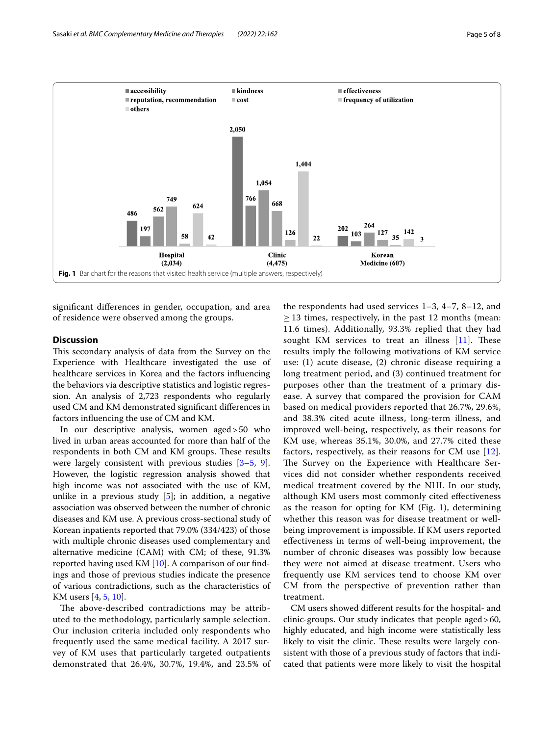Fig. 1 Bar chart for the reasons that visited health service (multiple answers, respectively)

significant differences in gender, occupation, and area of residence were observed among the groups.

## Discussion

This secondary analysis of data from the Survey on the Experience with Healthcare Services investigated the use of healthcare services in Korea and the factors influencing the behaviors via descriptive statistics and logistic regression. An analysis of 2,723 respondents who regularly used CM and KM demonstrated significant differences in factors influencing the use of CM and KM.

In our descriptive analysis, women aged > 50 who lived in urban areas accounted for more than half of the respondents in both CM and KM groups. These results were largely consistent with previous studies [3–5, 9]. However, the logistic regression analysis showed that high income was not associated with the use of KM, unlike in a previous study [5]; in addition, a negative association was observed between the number of chronic diseases and KM use. A previous cross-sectional study of Korean inpatients reported that 79.0% (334/423) of those with multiple chronic diseases used complementary and alternative medicine (CAM) with CM; of these, 91.3% reported having used KM [10]. A comparison of our findings and those of previous studies indicate the presence of various contradictions, such as the characteristics of KM users [4, 5, 10].

The above-described contradictions may be attributed to the methodology, particularly sample selection. Our inclusion criteria included only respondents who frequently used the same medical facility. A 2017 survey of KM uses that particularly targeted outpatients demonstrated that 26.4%, 30.7%, 19.4%, and 23.5% of the respondents had used services 1–3, 4–7, 8–12, and $\geq 13$ times, respectively, in the past 12 months (mean: 11.6 times). Additionally, 93.3% replied that they had sought KM services to treat an illness [11]. These results imply the following motivations of KM service use: (1) acute disease, (2) chronic disease requiring a long treatment period, and (3) continued treatment for purposes other than the treatment of a primary disease. A survey that compared the provision for CAM based on medical providers reported that 26.7%, 29.6%, and 38.3% cited acute illness, long-term illness, and improved well-being, respectively, as their reasons for KM use, whereas 35.1%, 30.0%, and 27.7% cited these factors, respectively, as their reasons for CM use [12]. The Survey on the Experience with Healthcare Services did not consider whether respondents received medical treatment covered by the NHI. In our study, although KM users most commonly cited effectiveness as the reason for opting for KM (Fig. 1), determining whether this reason was for disease treatment or well-being improvement is impossible. If KM users reported effectiveness in terms of well-being improvement, the number of chronic diseases was possibly low because they were not aimed at disease treatment. Users who frequently use KM services tend to choose KM over CM from the perspective of prevention rather than treatment.

CM users showed different results for the hospital- and clinic-groups. Our study indicates that people aged > 60, highly educated, and high income were statistically less likely to visit the clinic. These results were largely consistent with those of a previous study of factors that indicated that patients were more likely to visit the hospital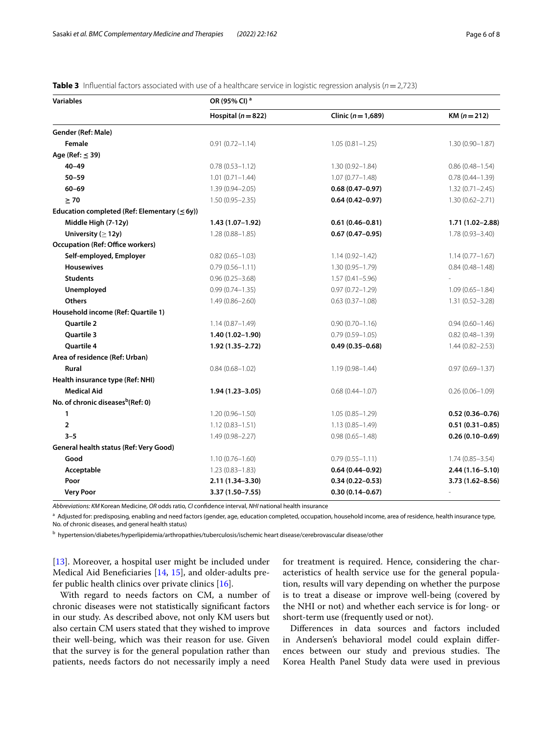**Table 3** Influential factors associated with use of a healthcare service in logistic regression analysis (n = 2,723)

| Variables | OR (95% CI) [a] | | |
|---|---|---|---|
| | Hospital (n = 822) | Clinic (n = 1,689) | KM (n = 212) |
| **Gender (Ref: Male)** | | | |
| Female | 0.91 (0.72–1.14) | 1.05 (0.81–1.25) | 1.30 (0.90–1.87) |
| **Age (Ref: ≤ 39)** | | | |
| 40–49 | 0.78 (0.53–1.12) | 1.30 (0.92–1.84) | 0.86 (0.48–1.54) |
| 50–59 | 1.01 (0.71–1.44) | 1.07 (0.77–1.48) | 0.78 (0.44–1.39) |
| 60–69 | 1.39 (0.94–2.05) | **0.68 (0.47–0.97)** | 1.32 (0.71–2.45) |
| ≥ 70 | 1.50 (0.95–2.35) | **0.64 (0.42–0.97)** | 1.30 (0.62–2.71) |
| **Education completed (Ref: Elementary (≤ 6y))** | | | |
| Middle High (7-12y) | **1.43 (1.07–1.92)** | **0.61 (0.46–0.81)** | **1.71 (1.02–2.88)** |
| University (≥ 12y) | 1.28 (0.88–1.85) | **0.67 (0.47–0.95)** | 1.78 (0.93–3.40) |
| **Occupation (Ref: Office workers)** | | | |
| Self-employed, Employer | 0.82 (0.65–1.03) | 1.14 (0.92–1.42) | 1.14 (0.77–1.67) |
| Housewives | 0.79 (0.56–1.11) | 1.30 (0.95–1.79) | 0.84 (0.48–1.48) |
| Students | 0.96 (0.25–3.68) | 1.57 (0.41–5.96) | - |
| Unemployed | 0.99 (0.74–1.35) | 0.97 (0.72–1.29) | 1.09 (0.65–1.84) |
| Others | 1.49 (0.86–2.60) | 0.63 (0.37–1.08) | 1.31 (0.52–3.28) |
| **Household income (Ref: Quartile 1)** | | | |
| Quartile 2 | 1.14 (0.87–1.49) | 0.90 (0.70–1.16) | 0.94 (0.60–1.46) |
| Quartile 3 | **1.40 (1.02–1.90)** | 0.79 (0.59–1.05) | 0.82 (0.48–1.39) |
| Quartile 4 | **1.92 (1.35–2.72)** | **0.49 (0.35–0.68)** | 1.44 (0.82–2.53) |
| **Area of residence (Ref: Urban)** | | | |
| Rural | 0.84 (0.68–1.02) | 1.19 (0.98–1.44) | 0.97 (0.69–1.37) |
| **Health insurance type (Ref: NHI)** | | | |
| Medical Aid | **1.94 (1.23–3.05)** | 0.68 (0.44–1.07) | 0.26 (0.06–1.09) |
| **No. of chronic diseases[b] (Ref: 0)** | | | |
| 1 | 1.20 (0.96–1.50) | 1.05 (0.85–1.29) | **0.52 (0.36–0.76)** |
| 2 | 1.12 (0.83–1.51) | 1.13 (0.85–1.49) | **0.51 (0.31–0.85)** |
| 3–5 | 1.49 (0.98–2.27) | 0.98 (0.65–1.48) | **0.26 (0.10–0.69)** |
| **General health status (Ref: Very Good)** | | | |
| Good | 1.10 (0.76–1.60) | 0.79 (0.55–1.11) | 1.74 (0.85–3.54) |
| Acceptable | 1.23 (0.83–1.83) | **0.64 (0.44–0.92)** | **2.44 (1.16–5.10)** |
| Poor | **2.11 (1.34–3.30)** | **0.34 (0.22–0.53)** | **3.73 (1.62–8.56)** |
| Very Poor | **3.37 (1.50–7.55)** | **0.30 (0.14–0.67)** | - |

*Abbreviations: KM* Korean Medicine, *OR* odds ratio, *CI* confidence interval, *NHI* national health insurance

[a] Adjusted for: predisposing, enabling and need factors (gender, age, education completed, occupation, household income, area of residence, health insurance type, No. of chronic diseases, and general health status)

[b] hypertension/diabetes/hyperlipidemia/arthropathies/tuberculosis/ischemic heart disease/cerebrovascular disease/other

[13]. Moreover, a hospital user might be included under Medical Aid Beneficiaries [14, 15], and older-adults prefer public health clinics over private clinics [16].

With regard to needs factors on CM, a number of chronic diseases were not statistically significant factors in our study. As described above, not only KM users but also certain CM users stated that they wished to improve their well-being, which was their reason for use. Given that the survey is for the general population rather than patients, needs factors do not necessarily imply a need for treatment is required. Hence, considering the characteristics of health service use for the general population, results will vary depending on whether the purpose is to treat a disease or improve well-being (covered by the NHI or not) and whether each service is for long- or short-term use (frequently used or not).

Differences in data sources and factors included in Andersen's behavioral model could explain differences between our study and previous studies. The Korea Health Panel Study data were used in previous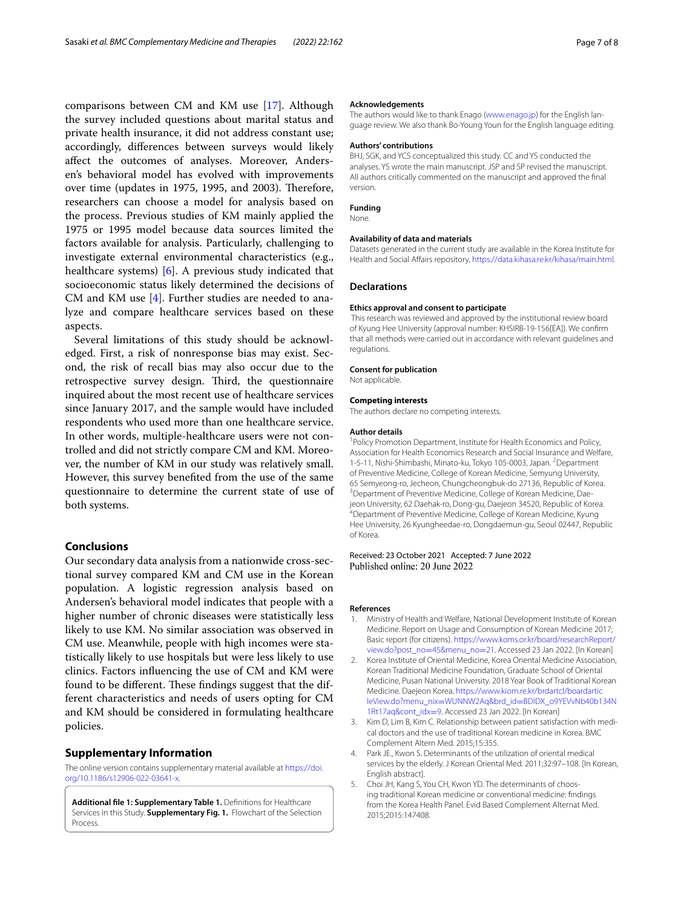comparisons between CM and KM use [17]. Although the survey included questions about marital status and private health insurance, it did not address constant use; accordingly, differences between surveys would likely affect the outcomes of analyses. Moreover, Andersen's behavioral model has evolved with improvements over time (updates in 1975, 1995, and 2003). Therefore, researchers can choose a model for analysis based on the process. Previous studies of KM mainly applied the 1975 or 1995 model because data sources limited the factors available for analysis. Particularly, challenging to investigate external environmental characteristics (e.g., healthcare systems) [6]. A previous study indicated that socioeconomic status likely determined the decisions of CM and KM use [4]. Further studies are needed to analyze and compare healthcare services based on these aspects.

Several limitations of this study should be acknowledged. First, a risk of nonresponse bias may exist. Second, the risk of recall bias may also occur due to the retrospective survey design. Third, the questionnaire inquired about the most recent use of healthcare services since January 2017, and the sample would have included respondents who used more than one healthcare service. In other words, multiple-healthcare users were not controlled and did not strictly compare CM and KM. Moreover, the number of KM in our study was relatively small. However, this survey benefited from the use of the same questionnaire to determine the current state of use of both systems.

## Conclusions

Our secondary data analysis from a nationwide cross-sectional survey compared KM and CM use in the Korean population. A logistic regression analysis based on Andersen's behavioral model indicates that people with a higher number of chronic diseases were statistically less likely to use KM. No similar association was observed in CM use. Meanwhile, people with high incomes were statistically likely to use hospitals but were less likely to use clinics. Factors influencing the use of CM and KM were found to be different. These findings suggest that the different characteristics and needs of users opting for CM and KM should be considered in formulating healthcare policies.

## Supplementary Information

The online version contains supplementary material available at https://doi.org/10.1186/s12906-022-03641-x.

**Additional file 1: Supplementary Table 1.** Definitions for Healthcare Services in this Study. **Supplementary Fig. 1.** Flowchart of the Selection Process.

### Acknowledgements

The authors would like to thank Enago (www.enago.jp) for the English language review. We also thank Bo-Young Youn for the English language editing.

### Authors' contributions

BHJ, SGK, and YCS conceptualized this study. CC and YS conducted the analyses. YS wrote the main manuscript. JSP and SP revised the manuscript. All authors critically commented on the manuscript and approved the final version.

### Funding

None.

### Availability of data and materials

Datasets generated in the current study are available in the Korea Institute for Health and Social Affairs repository, https://data.kihasa.re.kr/kihasa/main.html.

## Declarations

### Ethics approval and consent to participate

This research was reviewed and approved by the institutional review board of Kyung Hee University (approval number: KHSIRB-19-156[EA]). We confirm that all methods were carried out in accordance with relevant guidelines and regulations.

### Consent for publication

Not applicable.

### Competing interests

The authors declare no competing interests.

### Author details

[1]Policy Promotion Department, Institute for Health Economics and Policy, Association for Health Economics Research and Social Insurance and Welfare, 1-5-11, Nishi-Shimbashi, Minato-ku, Tokyo 105-0003, Japan. [2]Department of Preventive Medicine, College of Korean Medicine, Semyung University, 65 Semyeong-ro, Jecheon, Chungcheongbuk-do 27136, Republic of Korea. [3]Department of Preventive Medicine, College of Korean Medicine, Daejeon University, 62 Daehak-ro, Dong-gu, Daejeon 34520, Republic of Korea. [4]Department of Preventive Medicine, College of Korean Medicine, Kyung Hee University, 26 Kyungheedae-ro, Dongdaemun-gu, Seoul 02447, Republic of Korea.

Received: 23 October 2021 Accepted: 7 June 2022
Published online: 20 June 2022

### References

1. Ministry of Health and Welfare, National Development Institute of Korean Medicine. Report on Usage and Consumption of Korean Medicine 2017; Basic report (for citizens). https://www.koms.or.kr/board/researchReport/view.do?post_no=45&menu_no=21. Accessed 23 Jan 2022. [In Korean]
2. Korea Institute of Oriental Medicine, Korea Oriental Medicine Association, Korean Traditional Medicine Foundation, Graduate School of Oriental Medicine, Pusan National University. 2018 Year Book of Traditional Korean Medicine. Daejeon Korea. https://www.kiom.re.kr/brdartcl/boardarticleView.do?menu_nix=WUNNW2Aq&brd_id=BDIDX_o9YEVvNb40b134N1Rt17aq&cont_idx=9. Accessed 23 Jan 2022. [In Korean]
3. Kim D, Lim B, Kim C. Relationship between patient satisfaction with medical doctors and the use of traditional Korean medicine in Korea. BMC Complement Altern Med. 2015;15:355.
4. Park JE., Kwon S. Determinants of the utilization of oriental medical services by the elderly. J Korean Oriental Med. 2011;32:97–108. [In Korean, English abstract].
5. Choi JH, Kang S, You CH, Kwon YD. The determinants of choosing traditional Korean medicine or conventional medicine: findings from the Korea Health Panel. Evid Based Complement Alternat Med. 2015;2015:147408.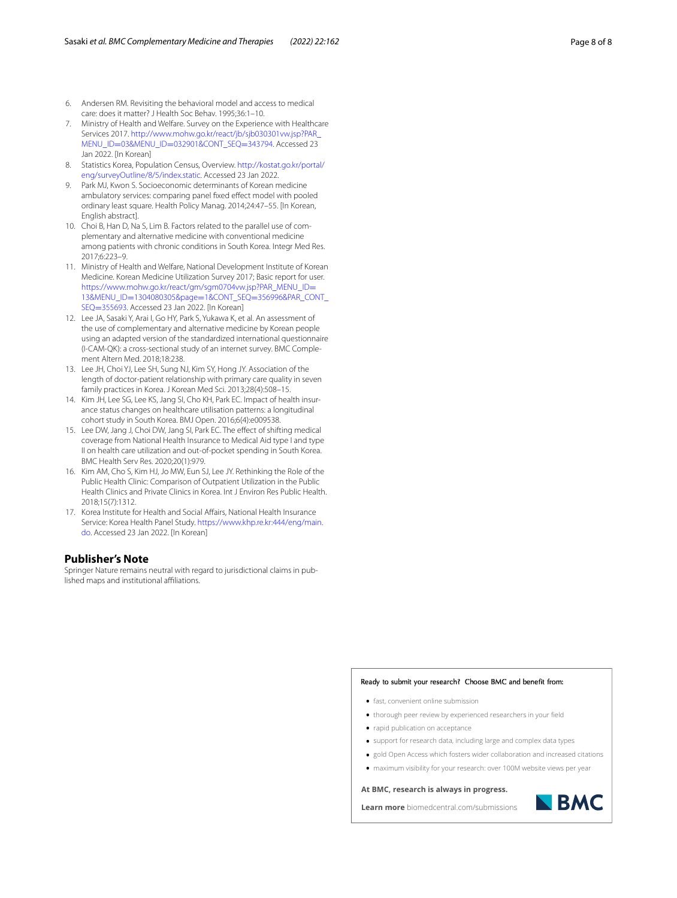6. Andersen RM. Revisiting the behavioral model and access to medical care: does it matter? J Health Soc Behav. 1995;36:1–10.
7. Ministry of Health and Welfare. Survey on the Experience with Healthcare Services 2017. http://www.mohw.go.kr/react/jb/sjb030301vw.jsp?PAR_MENU_ID=03&MENU_ID=032901&CONT_SEQ=343794. Accessed 23 Jan 2022. [In Korean]
8. Statistics Korea, Population Census, Overview. http://kostat.go.kr/portal/eng/surveyOutline/8/5/index.static. Accessed 23 Jan 2022.
9. Park MJ, Kwon S. Socioeconomic determinants of Korean medicine ambulatory services: comparing panel fixed effect model with pooled ordinary least square. Health Policy Manag. 2014;24:47–55. [In Korean, English abstract].
10. Choi B, Han D, Na S, Lim B. Factors related to the parallel use of complementary and alternative medicine with conventional medicine among patients with chronic conditions in South Korea. Integr Med Res. 2017;6:223–9.
11. Ministry of Health and Welfare, National Development Institute of Korean Medicine. Korean Medicine Utilization Survey 2017; Basic report for user. https://www.mohw.go.kr/react/gm/sgm0704vw.jsp?PAR_MENU_ID=13&MENU_ID=1304080305&page=1&CONT_SEQ=356996&PAR_CONT_SEQ=355693. Accessed 23 Jan 2022. [In Korean]
12. Lee JA, Sasaki Y, Arai I, Go HY, Park S, Yukawa K, et al. An assessment of the use of complementary and alternative medicine by Korean people using an adapted version of the standardized international questionnaire (I-CAM-QK): a cross-sectional study of an internet survey. BMC Complement Altern Med. 2018;18:238.
13. Lee JH, Choi YJ, Lee SH, Sung NJ, Kim SY, Hong JY. Association of the length of doctor-patient relationship with primary care quality in seven family practices in Korea. J Korean Med Sci. 2013;28(4):508–15.
14. Kim JH, Lee SG, Lee KS, Jang SI, Cho KH, Park EC. Impact of health insurance status changes on healthcare utilisation patterns: a longitudinal cohort study in South Korea. BMJ Open. 2016;6(4):e009538.
15. Lee DW, Jang J, Choi DW, Jang SI, Park EC. The effect of shifting medical coverage from National Health Insurance to Medical Aid type I and type II on health care utilization and out-of-pocket spending in South Korea. BMC Health Serv Res. 2020;20(1):979.
16. Kim AM, Cho S, Kim HJ, Jo MW, Eun SJ, Lee JY. Rethinking the Role of the Public Health Clinic: Comparison of Outpatient Utilization in the Public Health Clinics and Private Clinics in Korea. Int J Environ Res Public Health. 2018;15(7):1312.
17. Korea Institute for Health and Social Affairs, National Health Insurance Service: Korea Health Panel Study. https://www.khp.re.kr:444/eng/main.do. Accessed 23 Jan 2022. [In Korean]

## Publisher's Note

Springer Nature remains neutral with regard to jurisdictional claims in published maps and institutional affiliations.

Ready to submit your research? Choose BMC and benefit from:

- fast, convenient online submission
- thorough peer review by experienced researchers in your field
- rapid publication on acceptance
- support for research data, including large and complex data types
- gold Open Access which fosters wider collaboration and increased citations
- maximum visibility for your research: over 100M website views per year

**At BMC, research is always in progress.**

**Learn more** biomedcentral.com/submissions

BMC